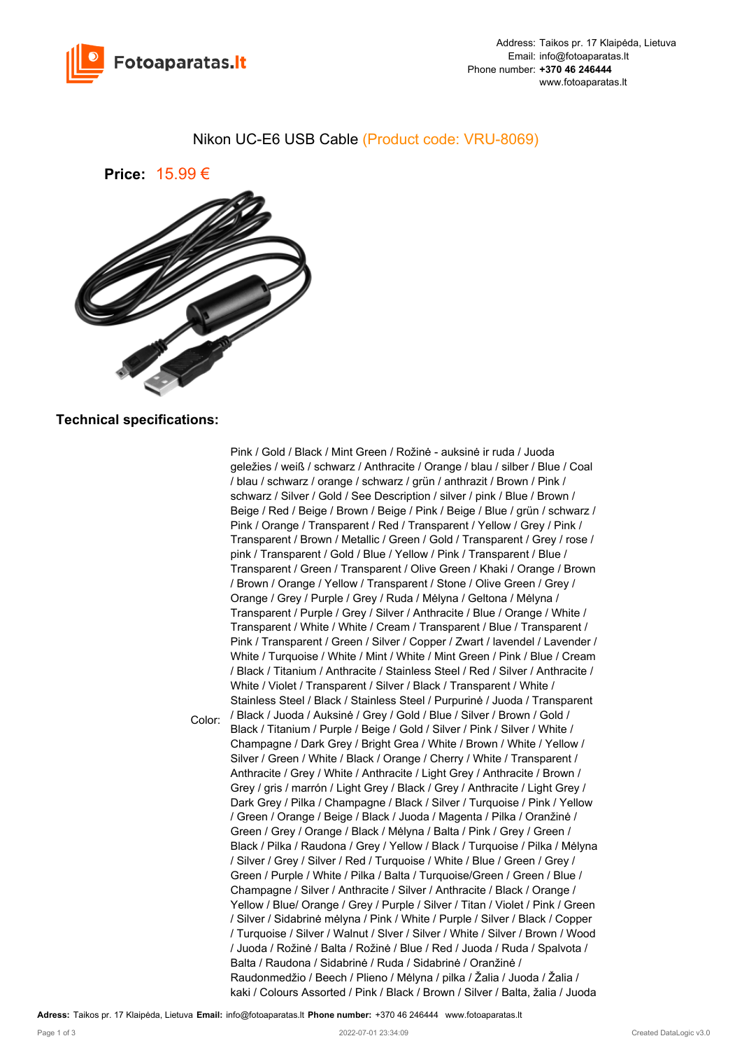Address: Taikos pr. 17 Klaipėda, Lietuva
Email: info@fotoaparatas.lt
Phone number: **+370 46 246444**
www.fotoaparatas.lt

# Nikon UC-E6 USB Cable (Product code: VRU-8069)

**Price:** 15.99 €

## Technical specifications:

| | |
|---|---|
| Color: | Pink / Gold / Black / Mint Green / Rožinė - auksinė ir ruda / Juoda geležies / weiß / schwarz / Anthracite / Orange / blau / silber / Blue / Coal / blau / schwarz / orange / schwarz / grün / anthrazit / Brown / Pink / schwarz / Silver / Gold / See Description / silver / pink / Blue / Brown / Beige / Red / Beige / Brown / Beige / Pink / Beige / Blue / grün / schwarz / Pink / Orange / Transparent / Red / Transparent / Yellow / Grey / Pink / Transparent / Brown / Metallic / Green / Gold / Transparent / Grey / rose / pink / Transparent / Gold / Blue / Yellow / Pink / Transparent / Blue / Transparent / Green / Transparent / Olive Green / Khaki / Orange / Brown / Brown / Orange / Yellow / Transparent / Stone / Olive Green / Grey / Orange / Grey / Purple / Grey / Ruda / Mėlyna / Geltona / Mėlyna / Transparent / Purple / Grey / Silver / Anthracite / Blue / Orange / White / Transparent / White / White / Cream / Transparent / Blue / Transparent / Pink / Transparent / Green / Silver / Copper / Zwart / lavendel / Lavender / White / Turquoise / White / Mint / White / Mint Green / Pink / Blue / Cream / Black / Titanium / Anthracite / Stainless Steel / Red / Silver / Anthracite / White / Violet / Transparent / Silver / Black / Transparent / White / Stainless Steel / Black / Stainless Steel / Purpurinė / Juoda / Transparent / Black / Juoda / Auksinė / Grey / Gold / Blue / Silver / Brown / Gold / Black / Titanium / Purple / Beige / Gold / Silver / Pink / Silver / White / Champagne / Dark Grey / Bright Grea / White / Brown / White / Yellow / Silver / Green / White / Black / Orange / Cherry / White / Transparent / Anthracite / Grey / White / Anthracite / Light Grey / Anthracite / Brown / Grey / gris / marrón / Light Grey / Black / Grey / Anthracite / Light Grey / Dark Grey / Pilka / Champagne / Black / Silver / Turquoise / Pink / Yellow / Green / Orange / Beige / Black / Juoda / Magenta / Pilka / Oranžinė / Green / Grey / Orange / Black / Mėlyna / Balta / Pink / Grey / Green / Black / Pilka / Raudona / Grey / Yellow / Black / Turquoise / Pilka / Mėlyna / Silver / Grey / Silver / Red / Turquoise / White / Blue / Green / Grey / Green / Purple / White / Pilka / Balta / Turquoise/Green / Green / Blue / Champagne / Silver / Anthracite / Silver / Anthracite / Black / Orange / Yellow / Blue/ Orange / Grey / Purple / Silver / Titan / Violet / Pink / Green / Silver / Sidabrinė mėlyna / Pink / White / Purple / Silver / Black / Copper / Turquoise / Silver / Walnut / Slver / Silver / White / Silver / Brown / Wood / Juoda / Rožinė / Balta / Rožinė / Blue / Red / Juoda / Ruda / Spalvota / Balta / Raudona / Sidabrinė / Ruda / Sidabrinė / Oranžinė / Raudonmedžio / Beech / Plieno / Mėlyna / pilka / Žalia / Juoda / Žalia / kaki / Colours Assorted / Pink / Black / Brown / Silver / Balta, žalia / Juoda |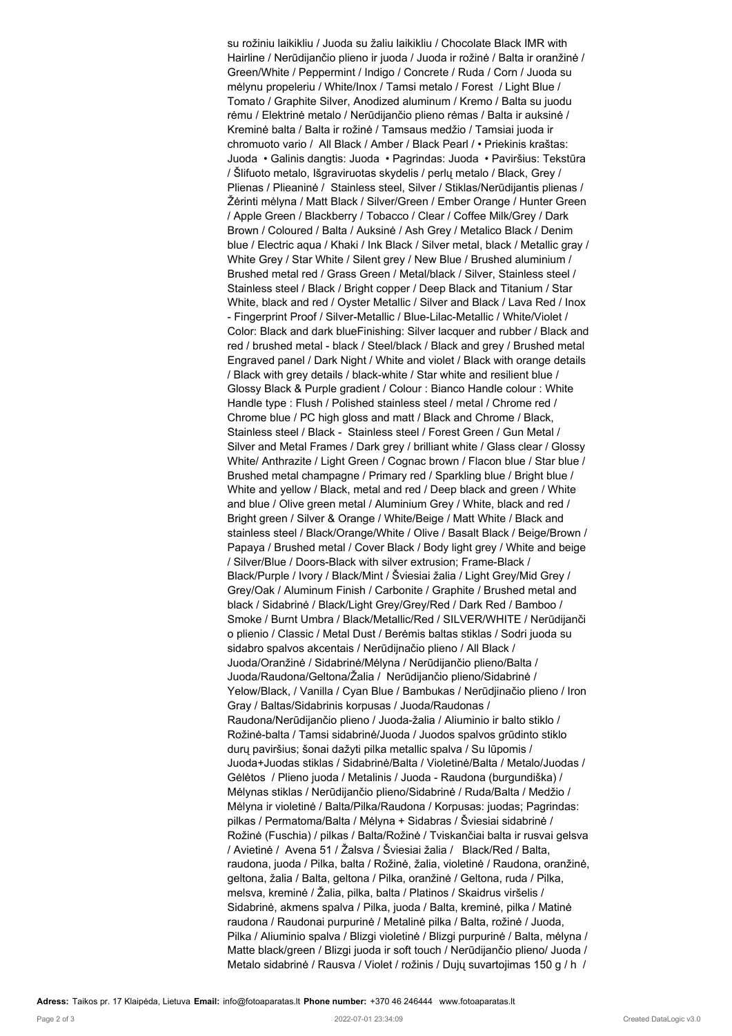su rožiniu laikikliu / Juoda su žaliu laikikliu / Chocolate Black IMR with Hairline / Nerūdijančio plieno ir juoda / Juoda ir rožinė / Balta ir oranžinė / Green/White / Peppermint / Indigo / Concrete / Ruda / Corn / Juoda su mėlynu propeleriu / White/Inox / Tamsi metalo / Forest / Light Blue / Tomato / Graphite Silver, Anodized aluminum / Kremo / Balta su juodu rėmu / Elektrinė metalo / Nerūdijančio plieno rėmas / Balta ir auksinė / Kreminė balta / Balta ir rožinė / Tamsaus medžio / Tamsiai juoda ir chromuoto vario / All Black / Amber / Black Pearl / • Priekinis kraštas: Juoda • Galinis dangtis: Juoda • Pagrindas: Juoda • Paviršius: Tekstūra / Šlifuoto metalo, Išgraviruotas skydelis / perlų metalo / Black, Grey / Plienas / Plieaninė / Stainless steel, Silver / Stiklas/Nerūdijantis plienas / Žėrinti mėlyna / Matt Black / Silver/Green / Ember Orange / Hunter Green / Apple Green / Blackberry / Tobacco / Clear / Coffee Milk/Grey / Dark Brown / Coloured / Balta / Auksinė / Ash Grey / Metalico Black / Denim blue / Electric aqua / Khaki / Ink Black / Silver metal, black / Metallic gray / White Grey / Star White / Silent grey / New Blue / Brushed aluminium / Brushed metal red / Grass Green / Metal/black / Silver, Stainless steel / Stainless steel / Black / Bright copper / Deep Black and Titanium / Star White, black and red / Oyster Metallic / Silver and Black / Lava Red / Inox - Fingerprint Proof / Silver-Metallic / Blue-Lilac-Metallic / White/Violet / Color: Black and dark blueFinishing: Silver lacquer and rubber / Black and red / brushed metal - black / Steel/black / Black and grey / Brushed metal Engraved panel / Dark Night / White and violet / Black with orange details / Black with grey details / black-white / Star white and resilient blue / Glossy Black & Purple gradient / Colour : Bianco Handle colour : White Handle type : Flush / Polished stainless steel / metal / Chrome red / Chrome blue / PC high gloss and matt / Black and Chrome / Black, Stainless steel / Black - Stainless steel / Forest Green / Gun Metal / Silver and Metal Frames / Dark grey / brilliant white / Glass clear / Glossy White/ Anthrazite / Light Green / Cognac brown / Flacon blue / Star blue / Brushed metal champagne / Primary red / Sparkling blue / Bright blue / White and yellow / Black, metal and red / Deep black and green / White and blue / Olive green metal / Aluminium Grey / White, black and red / Bright green / Silver & Orange / White/Beige / Matt White / Black and stainless steel / Black/Orange/White / Olive / Basalt Black / Beige/Brown / Papaya / Brushed metal / Cover Black / Body light grey / White and beige / Silver/Blue / Doors-Black with silver extrusion; Frame-Black / Black/Purple / Ivory / Black/Mint / Šviesiai žalia / Light Grey/Mid Grey / Grey/Oak / Aluminum Finish / Carbonite / Graphite / Brushed metal and black / Sidabrinė / Black/Light Grey/Grey/Red / Dark Red / Bamboo / Smoke / Burnt Umbra / Black/Metallic/Red / SILVER/WHITE / Nerūdijanči o plienio / Classic / Metal Dust / Berėmis baltas stiklas / Sodri juoda su sidabro spalvos akcentais / Nerūdijnačio plieno / All Black / Juoda/Oranžinė / Sidabrinė/Mėlyna / Nerūdijančio plieno/Balta / Juoda/Raudona/Geltona/Žalia / Nerūdijančio plieno/Sidabrinė / Yelow/Black, / Vanilla / Cyan Blue / Bambukas / Nerūdjinačio plieno / Iron Gray / Baltas/Sidabrinis korpusas / Juoda/Raudonas / Raudona/Nerūdijančio plieno / Juoda-žalia / Aliuminio ir balto stiklo / Rožinė-balta / Tamsi sidabrinė/Juoda / Juodos spalvos grūdinto stiklo durų paviršius; šonai dažyti pilka metallic spalva / Su lūpomis / Juoda+Juodas stiklas / Sidabrinė/Balta / Violetinė/Balta / Metalo/Juodas / Gėlėtos / Plieno juoda / Metalinis / Juoda - Raudona (burgundiška) / Mėlynas stiklas / Nerūdijančio plieno/Sidabrinė / Ruda/Balta / Medžio / Mėlyna ir violetinė / Balta/Pilka/Raudona / Korpusas: juodas; Pagrindas: pilkas / Permatoma/Balta / Mėlyna + Sidabras / Šviesiai sidabrinė / Rožinė (Fuschia) / pilkas / Balta/Rožinė / Tviskančiai balta ir rusvai gelsva / Avietinė / Avena 51 / Žalsva / Šviesiai žalia / Black/Red / Balta, raudona, juoda / Pilka, balta / Rožinė, žalia, violetinė / Raudona, oranžinė, geltona, žalia / Balta, geltona / Pilka, oranžinė / Geltona, ruda / Pilka, melsva, kreminė / Žalia, pilka, balta / Platinos / Skaidrus viršelis / Sidabrinė, akmens spalva / Pilka, juoda / Balta, kreminė, pilka / Matinė raudona / Raudonai purpurinė / Metalinė pilka / Balta, rožinė / Juoda, Pilka / Aliuminio spalva / Blizgi violetinė / Blizgi purpurinė / Balta, mėlyna / Matte black/green / Blizgi juoda ir soft touch / Nerūdijančio plieno/ Juoda / Metalo sidabrinė / Rausva / Violet / rožinis / Dujų suvartojimas 150 g / h /

**Adress:** Taikos pr. 17 Klaipėda, Lietuva **Email:** info@fotoaparatas.lt **Phone number:** +370 46 246444 www.fotoaparatas.lt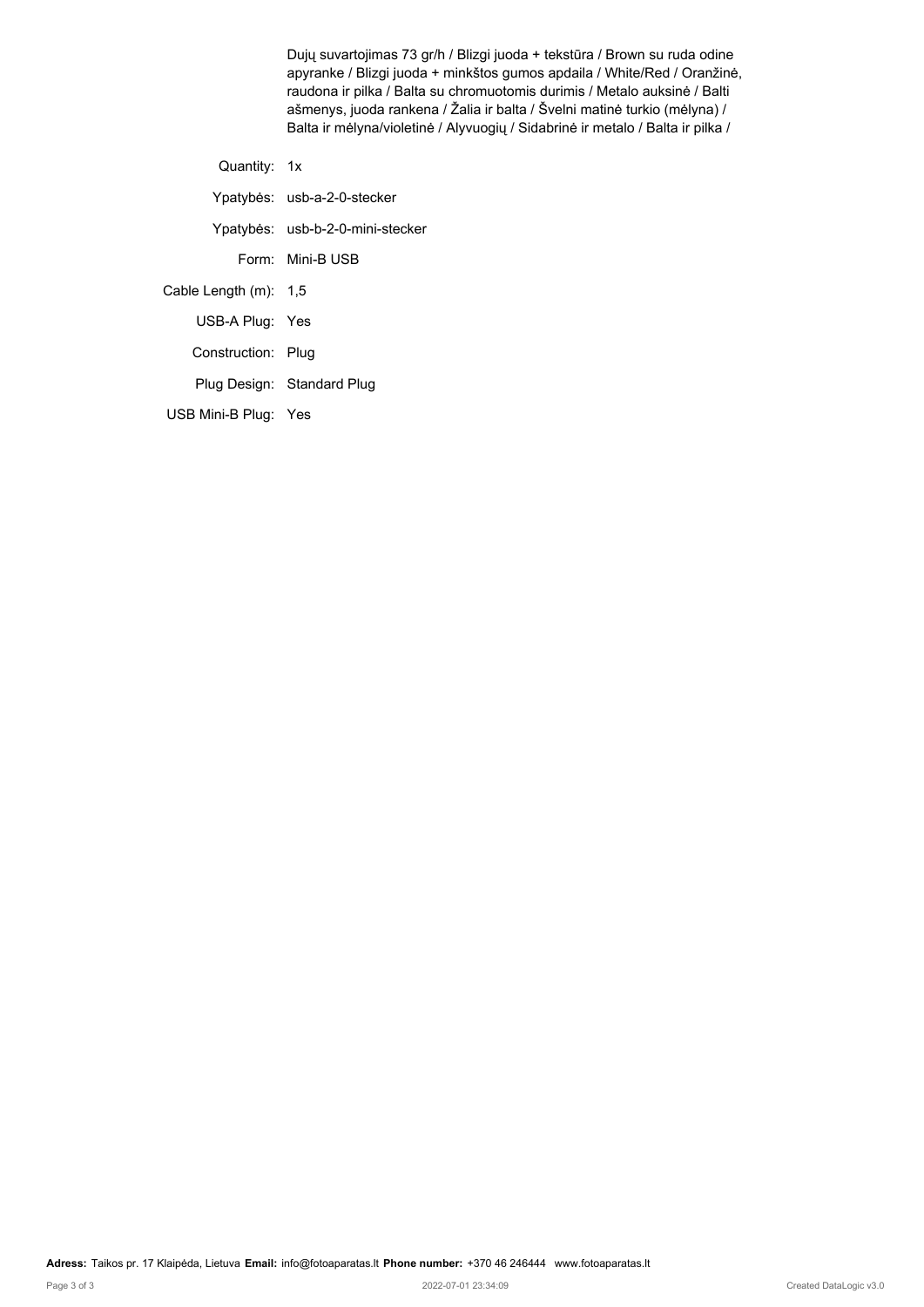| | |
|---|---|
| | Dujų suvartojimas 73 gr/h / Blizgi juoda + tekstūra / Brown su ruda odine apyranke / Blizgi juoda + minkštos gumos apdaila / White/Red / Oranžinė, raudona ir pilka / Balta su chromuotomis durimis / Metalo auksinė / Balti ašmenys, juoda rankena / Žalia ir balta / Švelni matinė turkio (mėlyna) / Balta ir mėlyna/violetinė / Alyvuogių / Sidabrinė ir metalo / Balta ir pilka / |
| Quantity: | 1x |
| Ypatybės: | usb-a-2-0-stecker |
| Ypatybės: | usb-b-2-0-mini-stecker |
| Form: | Mini-B USB |
| Cable Length (m): | 1,5 |
| USB-A Plug: | Yes |
| Construction: | Plug |
| Plug Design: | Standard Plug |
| USB Mini-B Plug: | Yes |

**Adress:** Taikos pr. 17 Klaipėda, Lietuva **Email:** info@fotoaparatas.lt **Phone number:** +370 46 246444 www.fotoaparatas.lt

2022-07-01 23:34:09 Created DataLogic v3.0